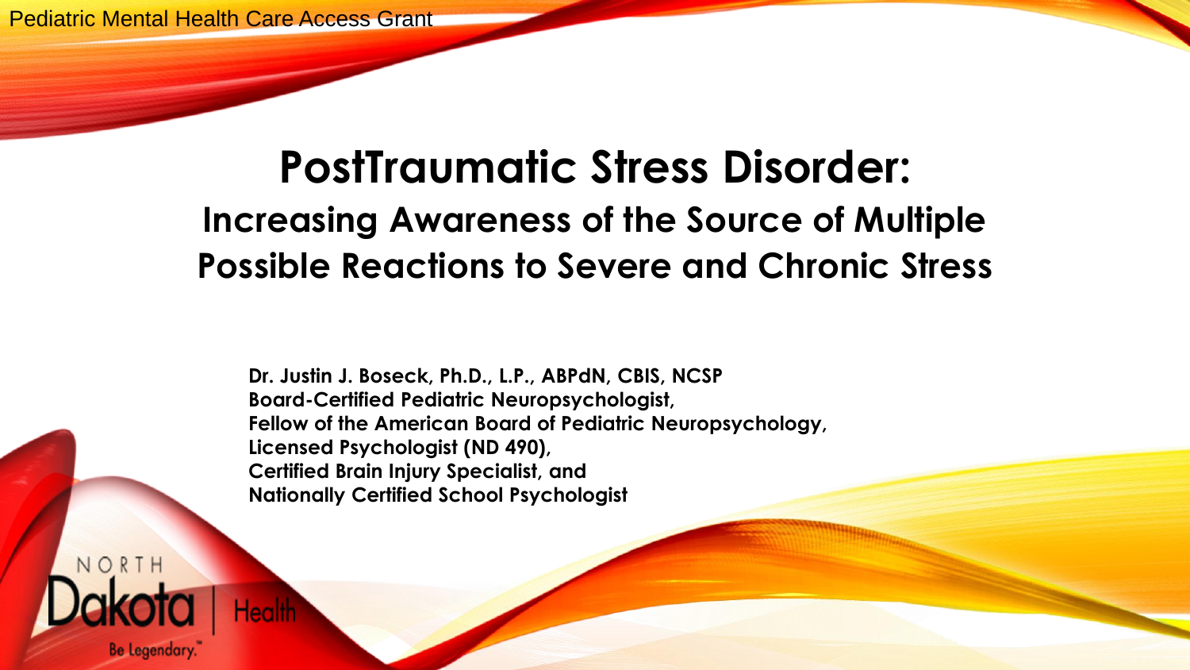Pediatric Mental Health Care Access Grant

# PostTraumatic Stress Disorder:

## Increasing Awareness of the Source of Multiple Possible Reactions to Severe and Chronic Stress

**Dr. Justin J. Boseck, Ph.D., L.P., ABPdN, CBIS, NCSP**
**Board-Certified Pediatric Neuropsychologist,**
**Fellow of the American Board of Pediatric Neuropsychology,**
**Licensed Psychologist (ND 490),**
**Certified Brain Injury Specialist, and**
**Nationally Certified School Psychologist**

NORTH Dakota | Health

Be Legendary.™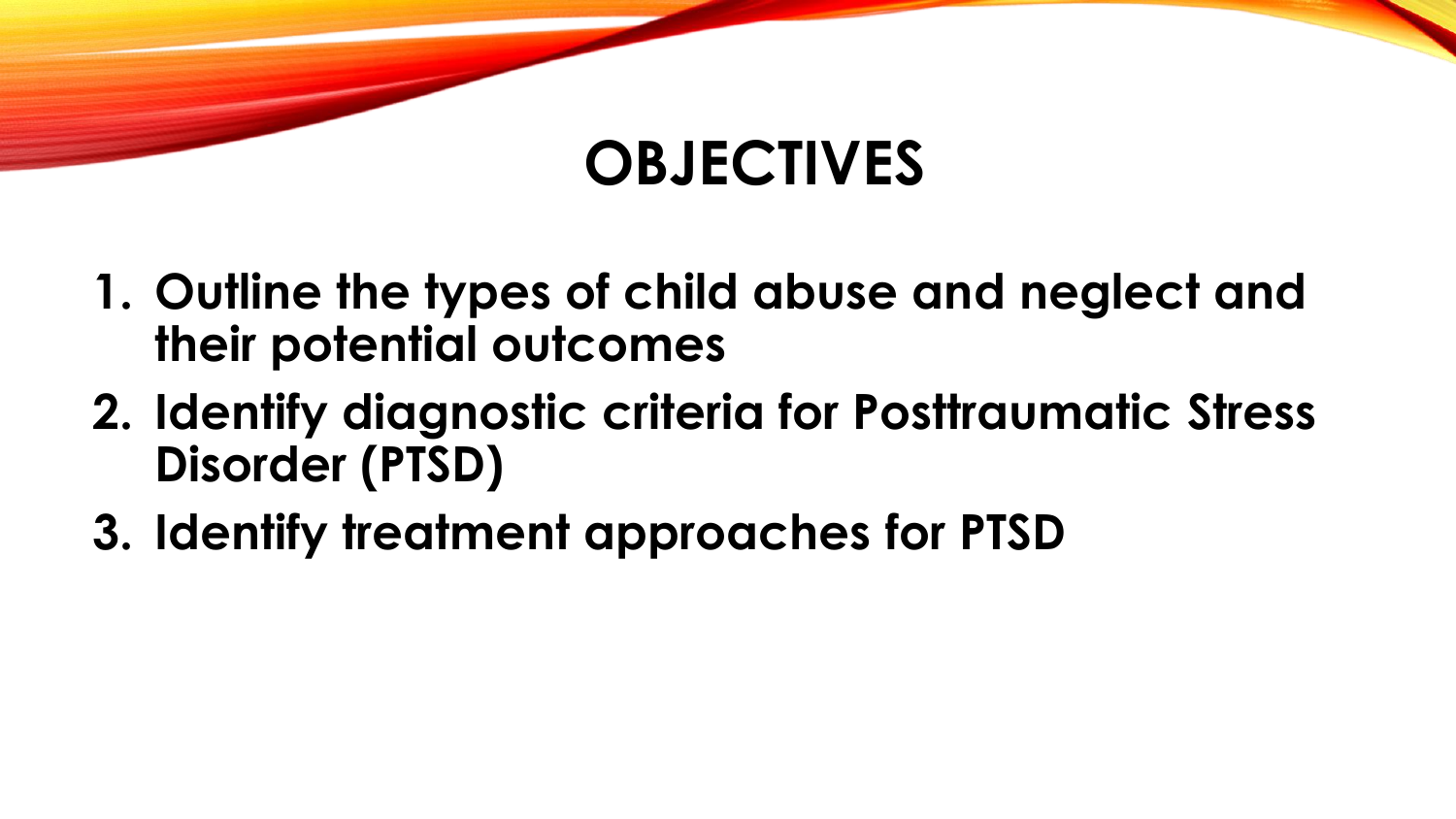# OBJECTIVES

1. **Outline the types of child abuse and neglect and their potential outcomes**
2. **Identify diagnostic criteria for Posttraumatic Stress Disorder (PTSD)**
3. **Identify treatment approaches for PTSD**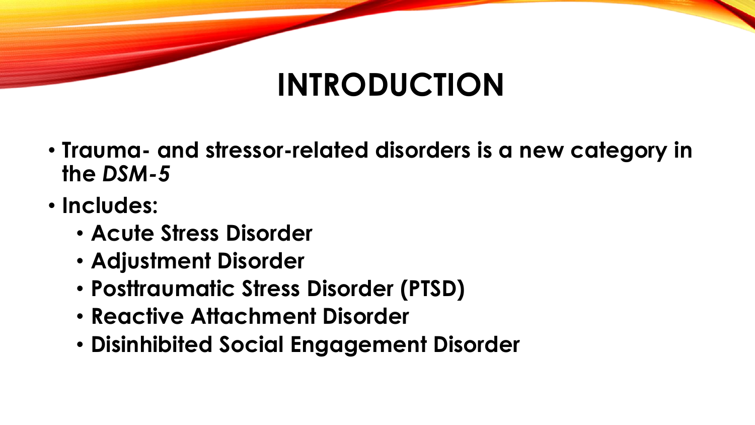# INTRODUCTION

- **Trauma- and stressor-related disorders is a new category in the *DSM-5***
- **Includes:**
  - **Acute Stress Disorder**
  - **Adjustment Disorder**
  - **Posttraumatic Stress Disorder (PTSD)**
  - **Reactive Attachment Disorder**
  - **Disinhibited Social Engagement Disorder**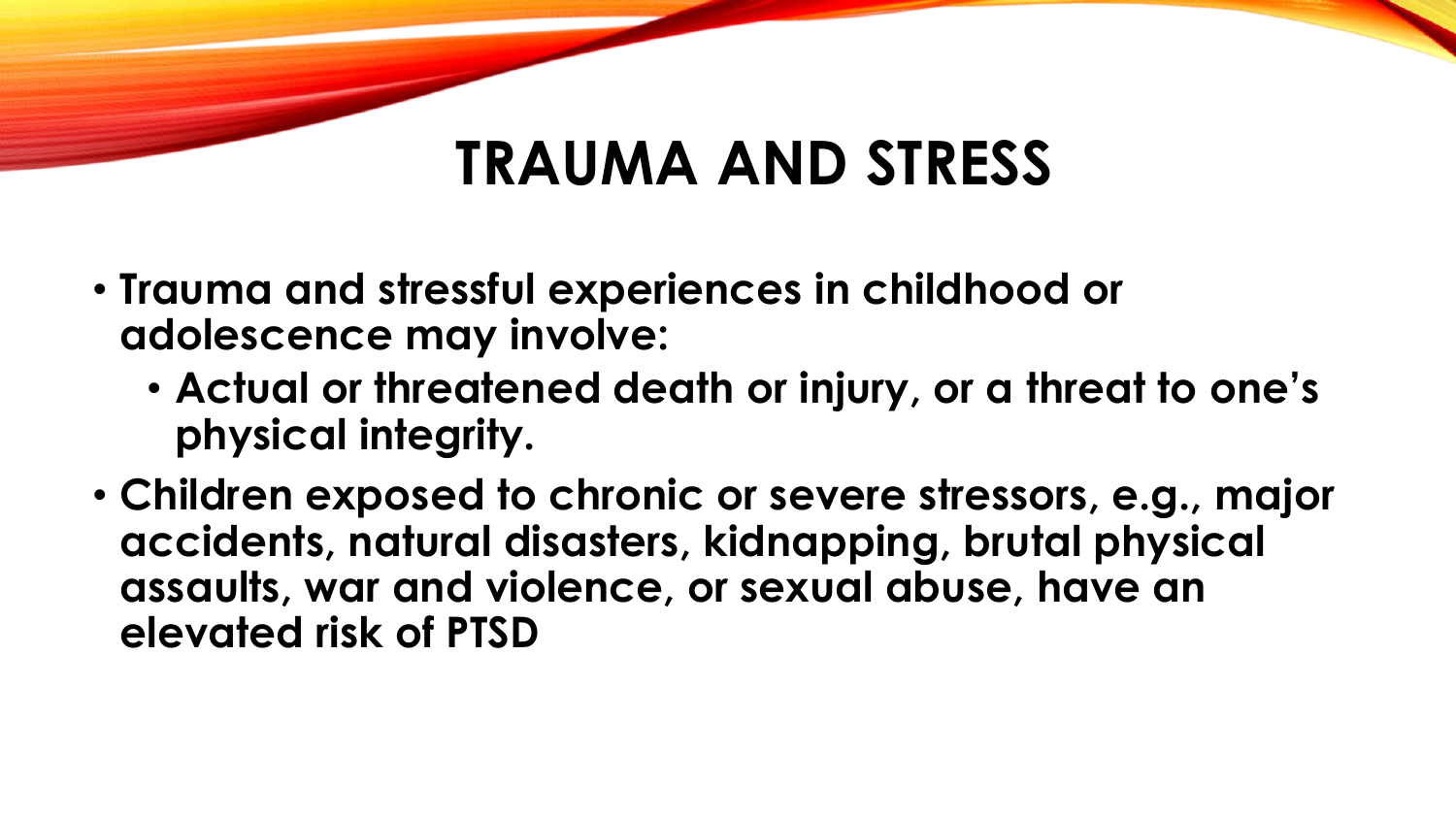# TRAUMA AND STRESS

- **Trauma and stressful experiences in childhood or adolescence may involve:**
  - **Actual or threatened death or injury, or a threat to one's physical integrity.**
- **Children exposed to chronic or severe stressors, e.g., major accidents, natural disasters, kidnapping, brutal physical assaults, war and violence, or sexual abuse, have an elevated risk of PTSD**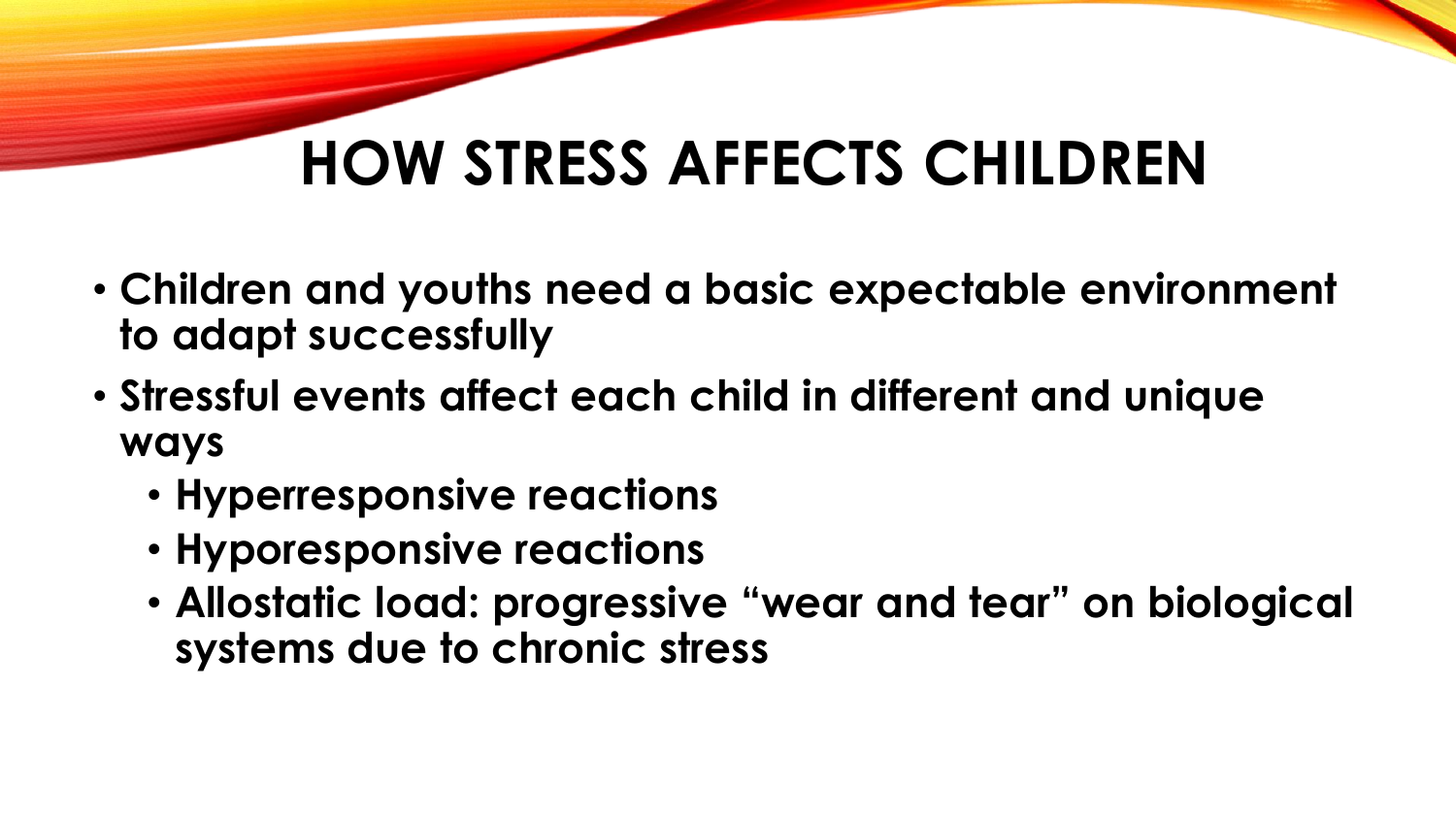# HOW STRESS AFFECTS CHILDREN

- **Children and youths need a basic expectable environment to adapt successfully**
- **Stressful events affect each child in different and unique ways**
  - **Hyperresponsive reactions**
  - **Hyporesponsive reactions**
  - **Allostatic load: progressive "wear and tear" on biological systems due to chronic stress**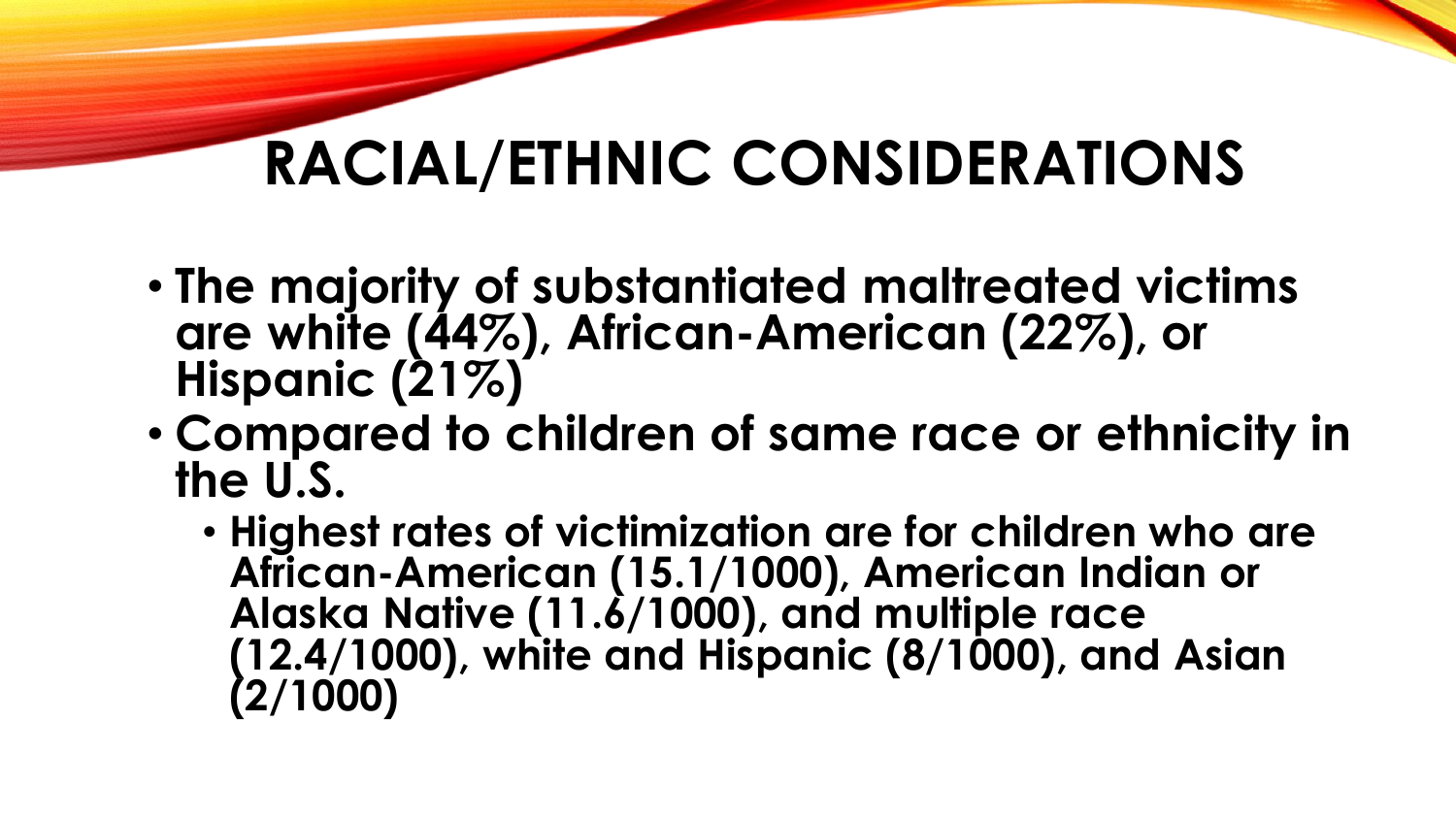# RACIAL/ETHNIC CONSIDERATIONS

- **The majority of substantiated maltreated victims are white (44%), African-American (22%), or Hispanic (21%)**
- **Compared to children of same race or ethnicity in the U.S.**
  - **Highest rates of victimization are for children who are African-American (15.1/1000), American Indian or Alaska Native (11.6/1000), and multiple race (12.4/1000), white and Hispanic (8/1000), and Asian (2/1000)**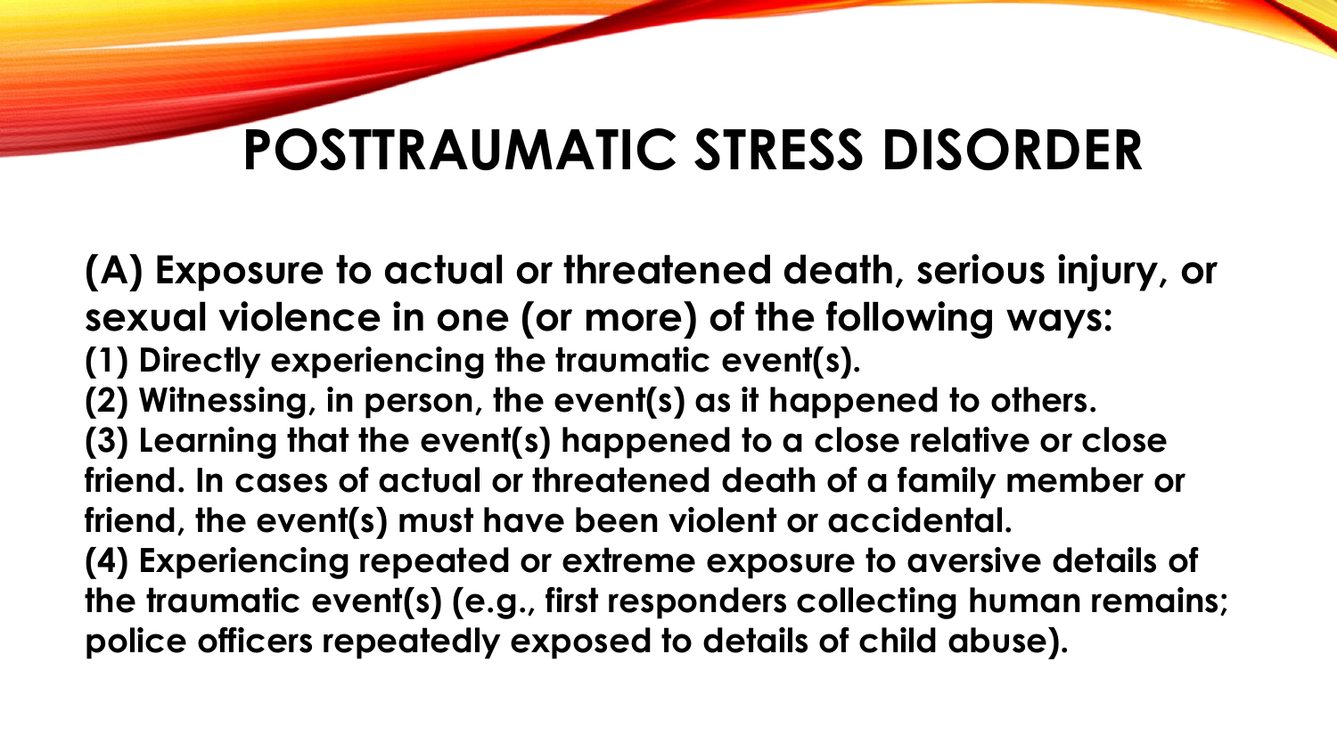# POSTTRAUMATIC STRESS DISORDER

**(A) Exposure to actual or threatened death, serious injury, or sexual violence in one (or more) of the following ways:**

**(1) Directly experiencing the traumatic event(s).**

**(2) Witnessing, in person, the event(s) as it happened to others.**

**(3) Learning that the event(s) happened to a close relative or close friend. In cases of actual or threatened death of a family member or friend, the event(s) must have been violent or accidental.**

**(4) Experiencing repeated or extreme exposure to aversive details of the traumatic event(s) (e.g., first responders collecting human remains; police officers repeatedly exposed to details of child abuse).**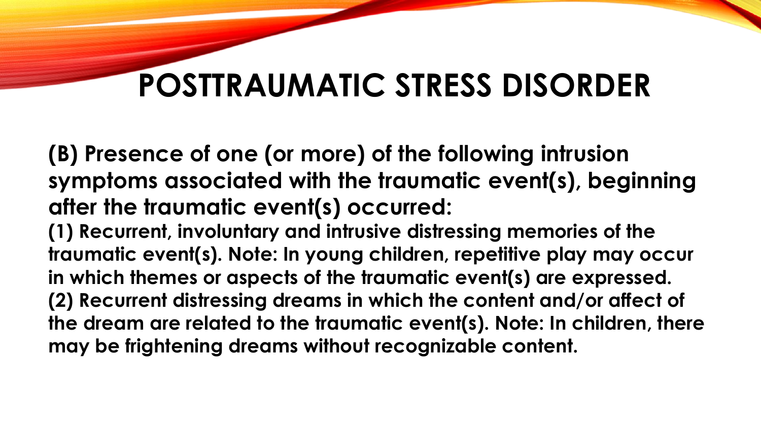# POSTTRAUMATIC STRESS DISORDER

**(B) Presence of one (or more) of the following intrusion symptoms associated with the traumatic event(s), beginning after the traumatic event(s) occurred:**

**(1) Recurrent, involuntary and intrusive distressing memories of the traumatic event(s). Note: In young children, repetitive play may occur in which themes or aspects of the traumatic event(s) are expressed.**

**(2) Recurrent distressing dreams in which the content and/or affect of the dream are related to the traumatic event(s). Note: In children, there may be frightening dreams without recognizable content.**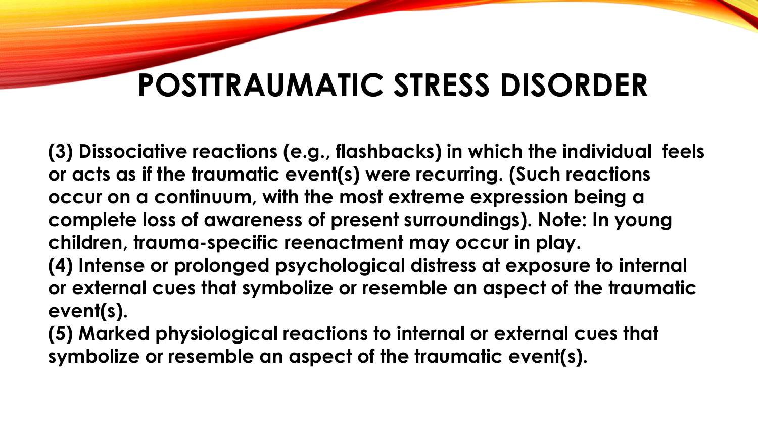# POSTTRAUMATIC STRESS DISORDER

**(3) Dissociative reactions (e.g., flashbacks) in which the individual feels or acts as if the traumatic event(s) were recurring. (Such reactions occur on a continuum, with the most extreme expression being a complete loss of awareness of present surroundings). Note: In young children, trauma-specific reenactment may occur in play.**

**(4) Intense or prolonged psychological distress at exposure to internal or external cues that symbolize or resemble an aspect of the traumatic event(s).**

**(5) Marked physiological reactions to internal or external cues that symbolize or resemble an aspect of the traumatic event(s).**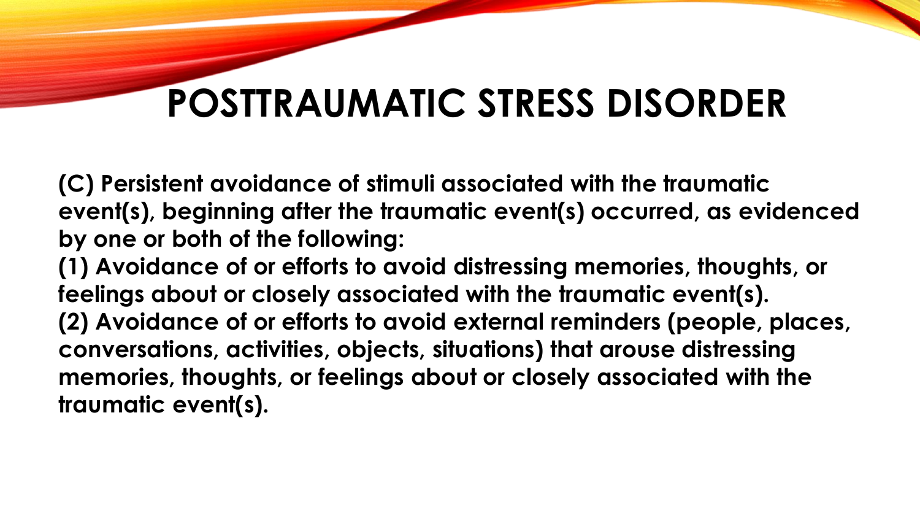# POSTTRAUMATIC STRESS DISORDER

**(C) Persistent avoidance of stimuli associated with the traumatic event(s), beginning after the traumatic event(s) occurred, as evidenced by one or both of the following:**

**(1) Avoidance of or efforts to avoid distressing memories, thoughts, or feelings about or closely associated with the traumatic event(s).**

**(2) Avoidance of or efforts to avoid external reminders (people, places, conversations, activities, objects, situations) that arouse distressing memories, thoughts, or feelings about or closely associated with the traumatic event(s).**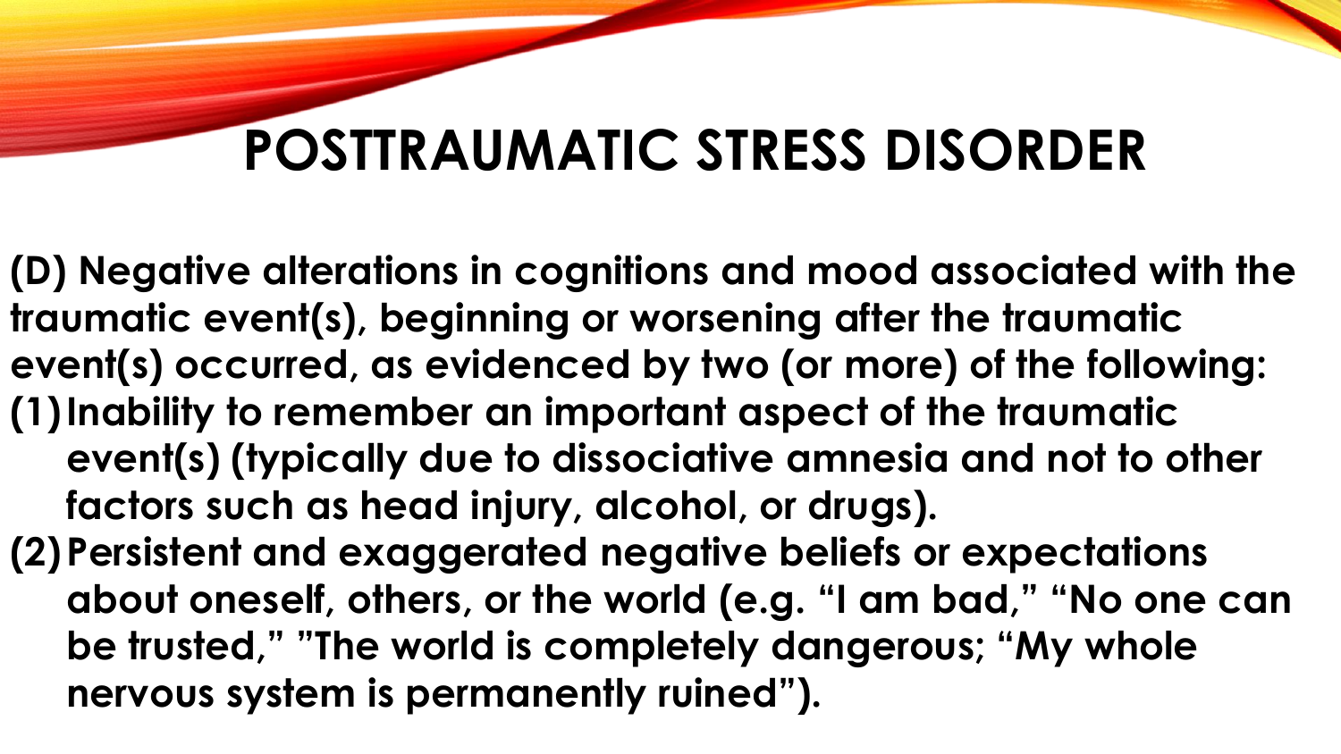# POSTTRAUMATIC STRESS DISORDER

**(D) Negative alterations in cognitions and mood associated with the traumatic event(s), beginning or worsening after the traumatic event(s) occurred, as evidenced by two (or more) of the following:**

**(1) Inability to remember an important aspect of the traumatic event(s) (typically due to dissociative amnesia and not to other factors such as head injury, alcohol, or drugs).**

**(2) Persistent and exaggerated negative beliefs or expectations about oneself, others, or the world (e.g. "I am bad," "No one can be trusted," "The world is completely dangerous; "My whole nervous system is permanently ruined").**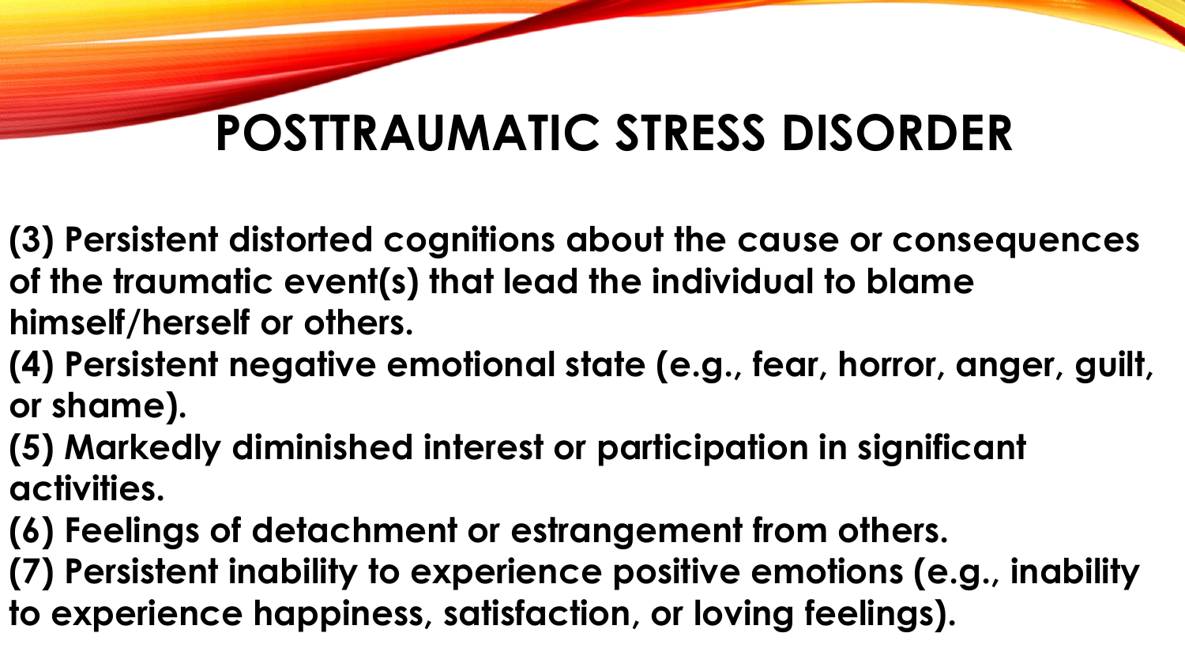# POSTTRAUMATIC STRESS DISORDER

**(3) Persistent distorted cognitions about the cause or consequences of the traumatic event(s) that lead the individual to blame himself/herself or others.**

**(4) Persistent negative emotional state (e.g., fear, horror, anger, guilt, or shame).**

**(5) Markedly diminished interest or participation in significant activities.**

**(6) Feelings of detachment or estrangement from others.**

**(7) Persistent inability to experience positive emotions (e.g., inability to experience happiness, satisfaction, or loving feelings).**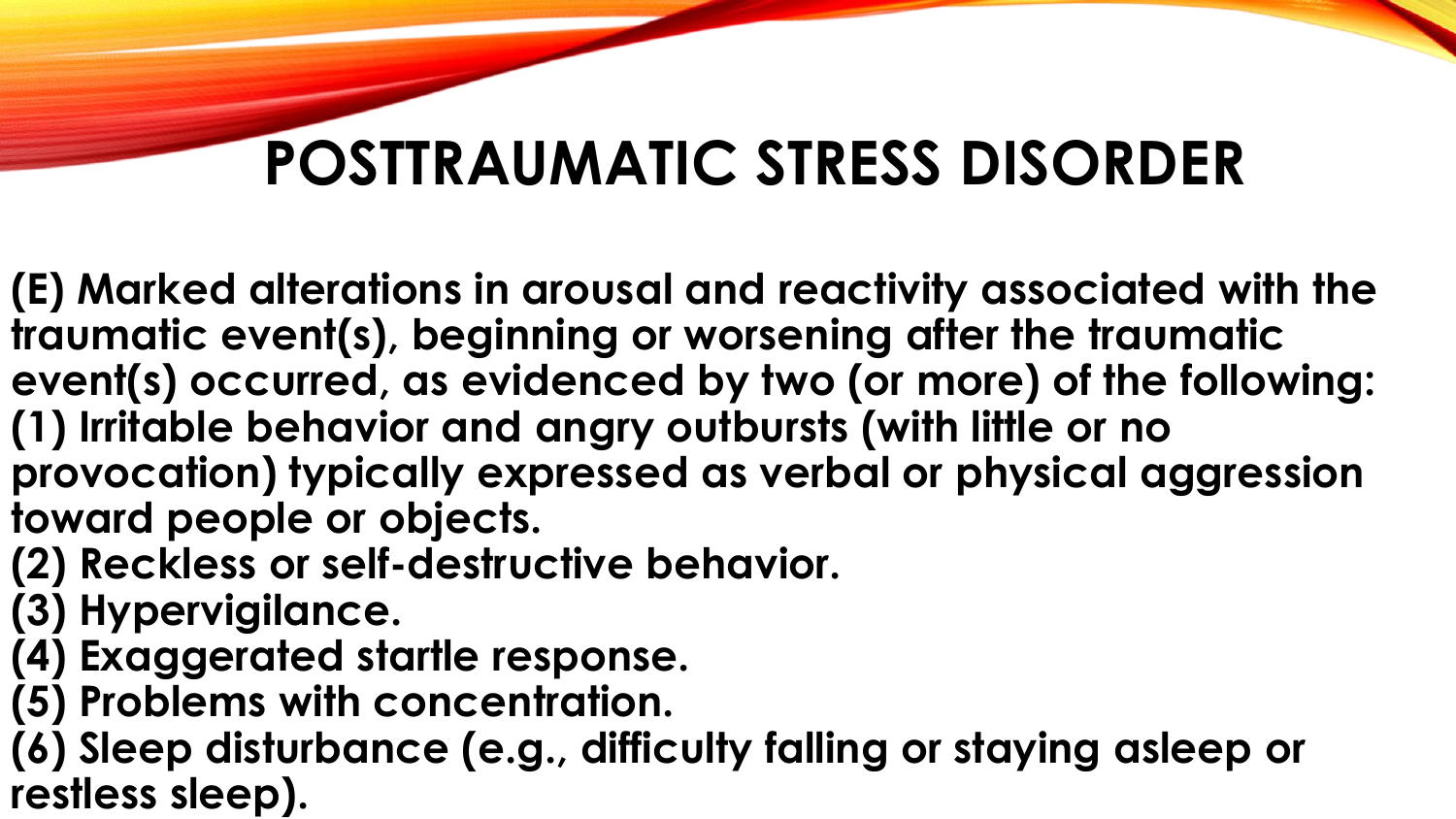# POSTTRAUMATIC STRESS DISORDER

**(E) Marked alterations in arousal and reactivity associated with the traumatic event(s), beginning or worsening after the traumatic event(s) occurred, as evidenced by two (or more) of the following:**
**(1) Irritable behavior and angry outbursts (with little or no provocation) typically expressed as verbal or physical aggression toward people or objects.**
**(2) Reckless or self-destructive behavior.**
**(3) Hypervigilance.**
**(4) Exaggerated startle response.**
**(5) Problems with concentration.**
**(6) Sleep disturbance (e.g., difficulty falling or staying asleep or restless sleep).**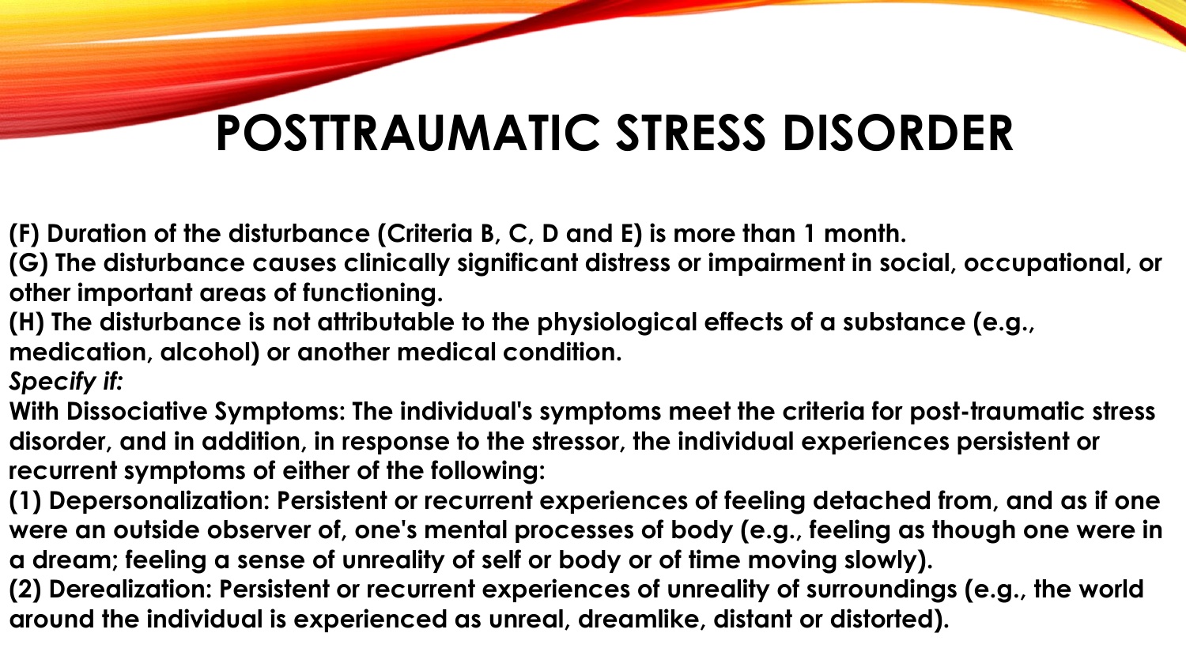# POSTTRAUMATIC STRESS DISORDER

**(F) Duration of the disturbance (Criteria B, C, D and E) is more than 1 month.**

**(G) The disturbance causes clinically significant distress or impairment in social, occupational, or other important areas of functioning.**

**(H) The disturbance is not attributable to the physiological effects of a substance (e.g., medication, alcohol) or another medical condition.**

***Specify if:***

**With Dissociative Symptoms: The individual's symptoms meet the criteria for post-traumatic stress disorder, and in addition, in response to the stressor, the individual experiences persistent or recurrent symptoms of either of the following:**

**(1) Depersonalization: Persistent or recurrent experiences of feeling detached from, and as if one were an outside observer of, one's mental processes of body (e.g., feeling as though one were in a dream; feeling a sense of unreality of self or body or of time moving slowly).**

**(2) Derealization: Persistent or recurrent experiences of unreality of surroundings (e.g., the world around the individual is experienced as unreal, dreamlike, distant or distorted).**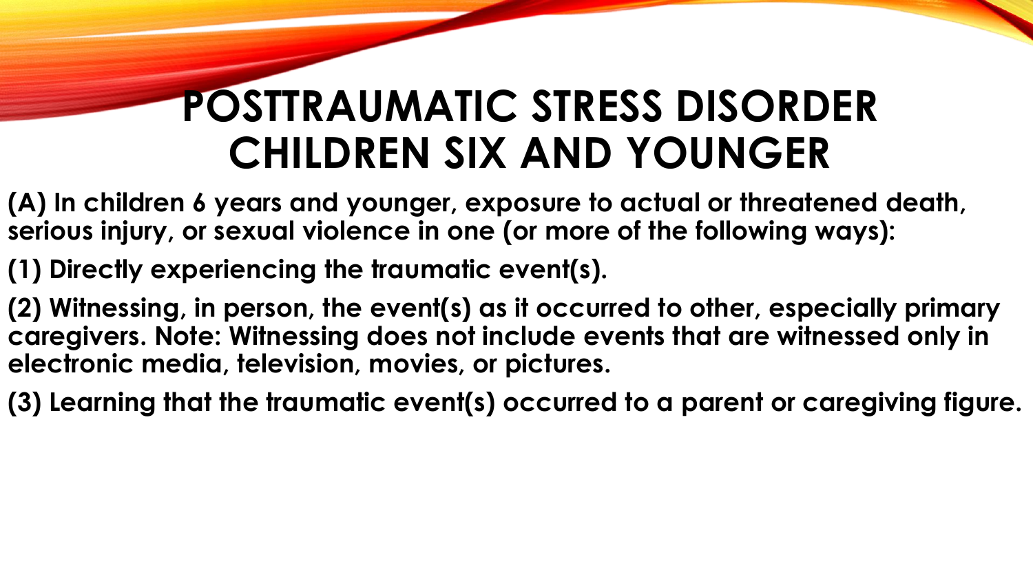# POSTTRAUMATIC STRESS DISORDER CHILDREN SIX AND YOUNGER

**(A) In children 6 years and younger, exposure to actual or threatened death, serious injury, or sexual violence in one (or more of the following ways):**

**(1) Directly experiencing the traumatic event(s).**

**(2) Witnessing, in person, the event(s) as it occurred to other, especially primary caregivers. Note: Witnessing does not include events that are witnessed only in electronic media, television, movies, or pictures.**

**(3) Learning that the traumatic event(s) occurred to a parent or caregiving figure.**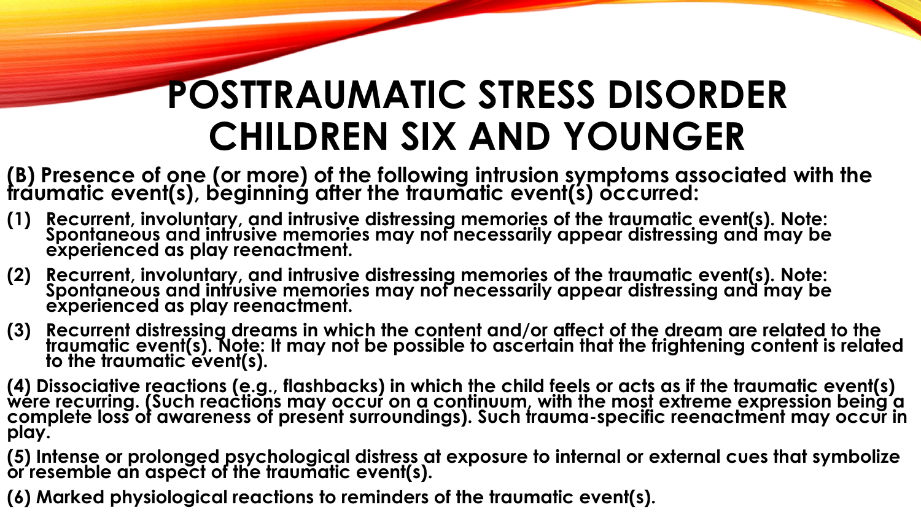# POSTTRAUMATIC STRESS DISORDER CHILDREN SIX AND YOUNGER

**(B) Presence of one (or more) of the following intrusion symptoms associated with the traumatic event(s), beginning after the traumatic event(s) occurred:**

**(1) Recurrent, involuntary, and intrusive distressing memories of the traumatic event(s). Note: Spontaneous and intrusive memories may not necessarily appear distressing and may be experienced as play reenactment.**

**(2) Recurrent, involuntary, and intrusive distressing memories of the traumatic event(s). Note: Spontaneous and intrusive memories may not necessarily appear distressing and may be experienced as play reenactment.**

**(3) Recurrent distressing dreams in which the content and/or affect of the dream are related to the traumatic event(s). Note: It may not be possible to ascertain that the frightening content is related to the traumatic event(s).**

**(4) Dissociative reactions (e.g., flashbacks) in which the child feels or acts as if the traumatic event(s) were recurring. (Such reactions may occur on a continuum, with the most extreme expression being a complete loss of awareness of present surroundings). Such trauma-specific reenactment may occur in play.**

**(5) Intense or prolonged psychological distress at exposure to internal or external cues that symbolize or resemble an aspect of the traumatic event(s).**

**(6) Marked physiological reactions to reminders of the traumatic event(s).**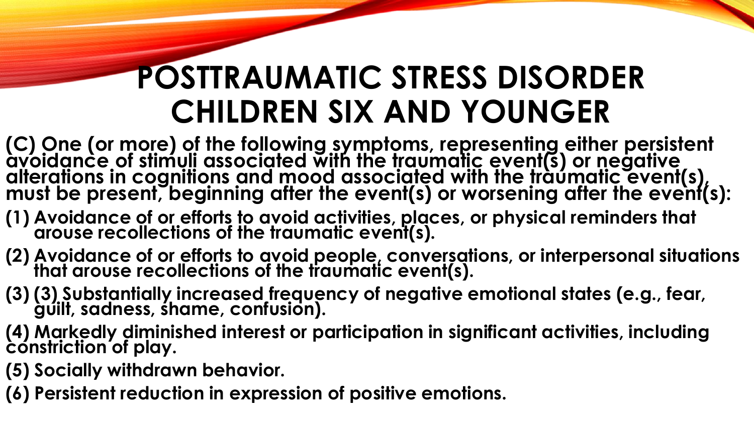# POSTTRAUMATIC STRESS DISORDER CHILDREN SIX AND YOUNGER

**(C) One (or more) of the following symptoms, representing either persistent avoidance of stimuli associated with the traumatic event(s) or negative alterations in cognitions and mood associated with the traumatic event(s), must be present, beginning after the event(s) or worsening after the event(s):**

**(1) Avoidance of or efforts to avoid activities, places, or physical reminders that arouse recollections of the traumatic event(s).**

**(2) Avoidance of or efforts to avoid people, conversations, or interpersonal situations that arouse recollections of the traumatic event(s).**

**(3) (3) Substantially increased frequency of negative emotional states (e.g., fear, guilt, sadness, shame, confusion).**

**(4) Markedly diminished interest or participation in significant activities, including constriction of play.**

**(5) Socially withdrawn behavior.**

**(6) Persistent reduction in expression of positive emotions.**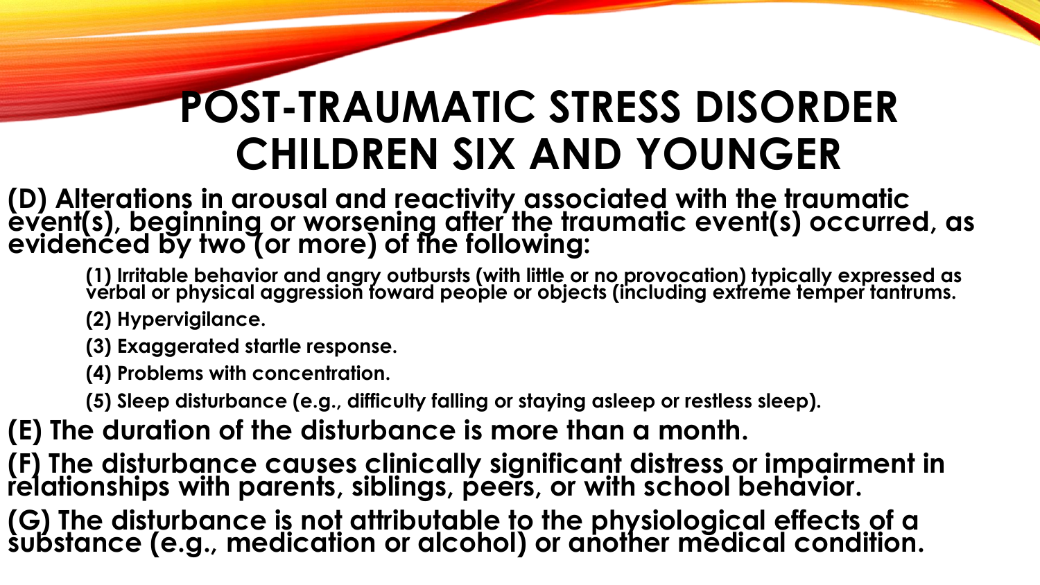# POST-TRAUMATIC STRESS DISORDER CHILDREN SIX AND YOUNGER

**(D) Alterations in arousal and reactivity associated with the traumatic event(s), beginning or worsening after the traumatic event(s) occurred, as evidenced by two (or more) of the following:**

> **(1) Irritable behavior and angry outbursts (with little or no provocation) typically expressed as verbal or physical aggression toward people or objects (including extreme temper tantrums.**
>
> **(2) Hypervigilance.**
>
> **(3) Exaggerated startle response.**
>
> **(4) Problems with concentration.**
>
> **(5) Sleep disturbance (e.g., difficulty falling or staying asleep or restless sleep).**

**(E) The duration of the disturbance is more than a month.**

**(F) The disturbance causes clinically significant distress or impairment in relationships with parents, siblings, peers, or with school behavior.**

**(G) The disturbance is not attributable to the physiological effects of a substance (e.g., medication or alcohol) or another medical condition.**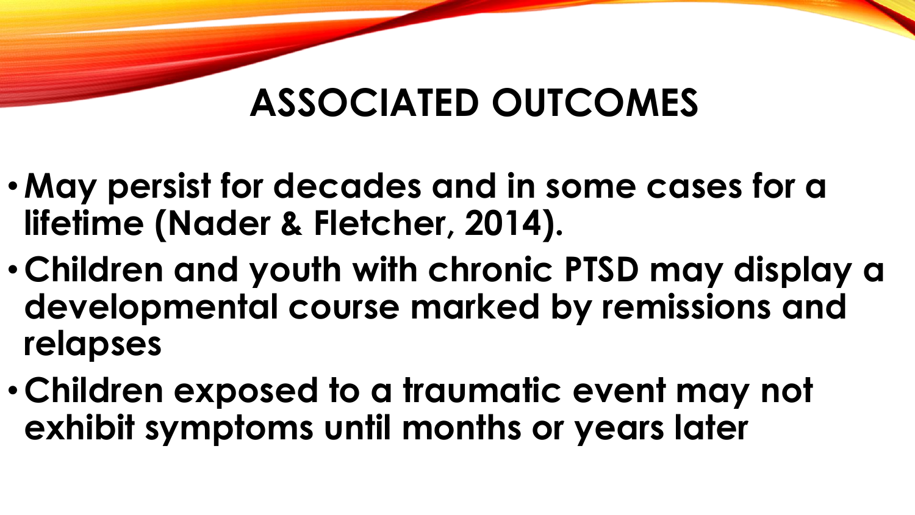# ASSOCIATED OUTCOMES

- **May persist for decades and in some cases for a lifetime (Nader & Fletcher, 2014).**
- **Children and youth with chronic PTSD may display a developmental course marked by remissions and relapses**
- **Children exposed to a traumatic event may not exhibit symptoms until months or years later**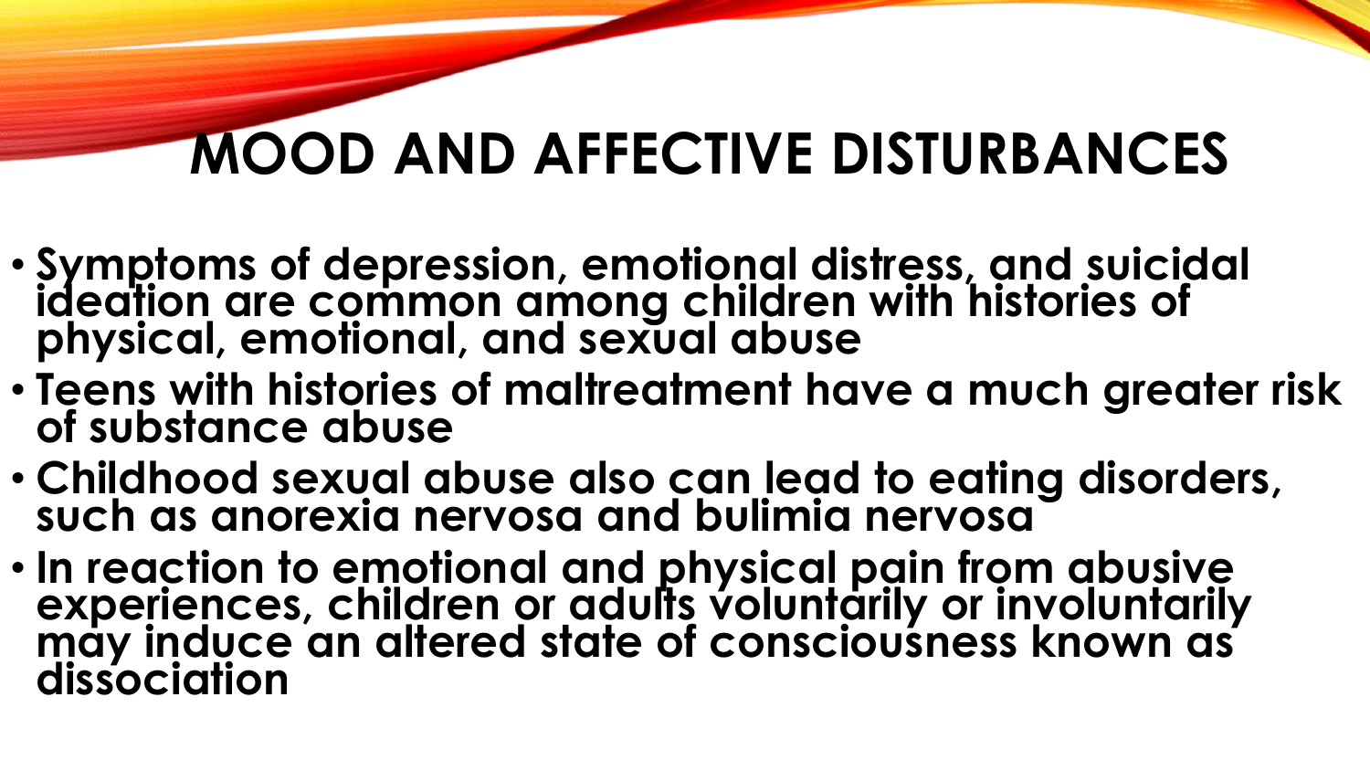# MOOD AND AFFECTIVE DISTURBANCES

- **Symptoms of depression, emotional distress, and suicidal ideation are common among children with histories of physical, emotional, and sexual abuse**
- **Teens with histories of maltreatment have a much greater risk of substance abuse**
- **Childhood sexual abuse also can lead to eating disorders, such as anorexia nervosa and bulimia nervosa**
- **In reaction to emotional and physical pain from abusive experiences, children or adults voluntarily or involuntarily may induce an altered state of consciousness known as dissociation**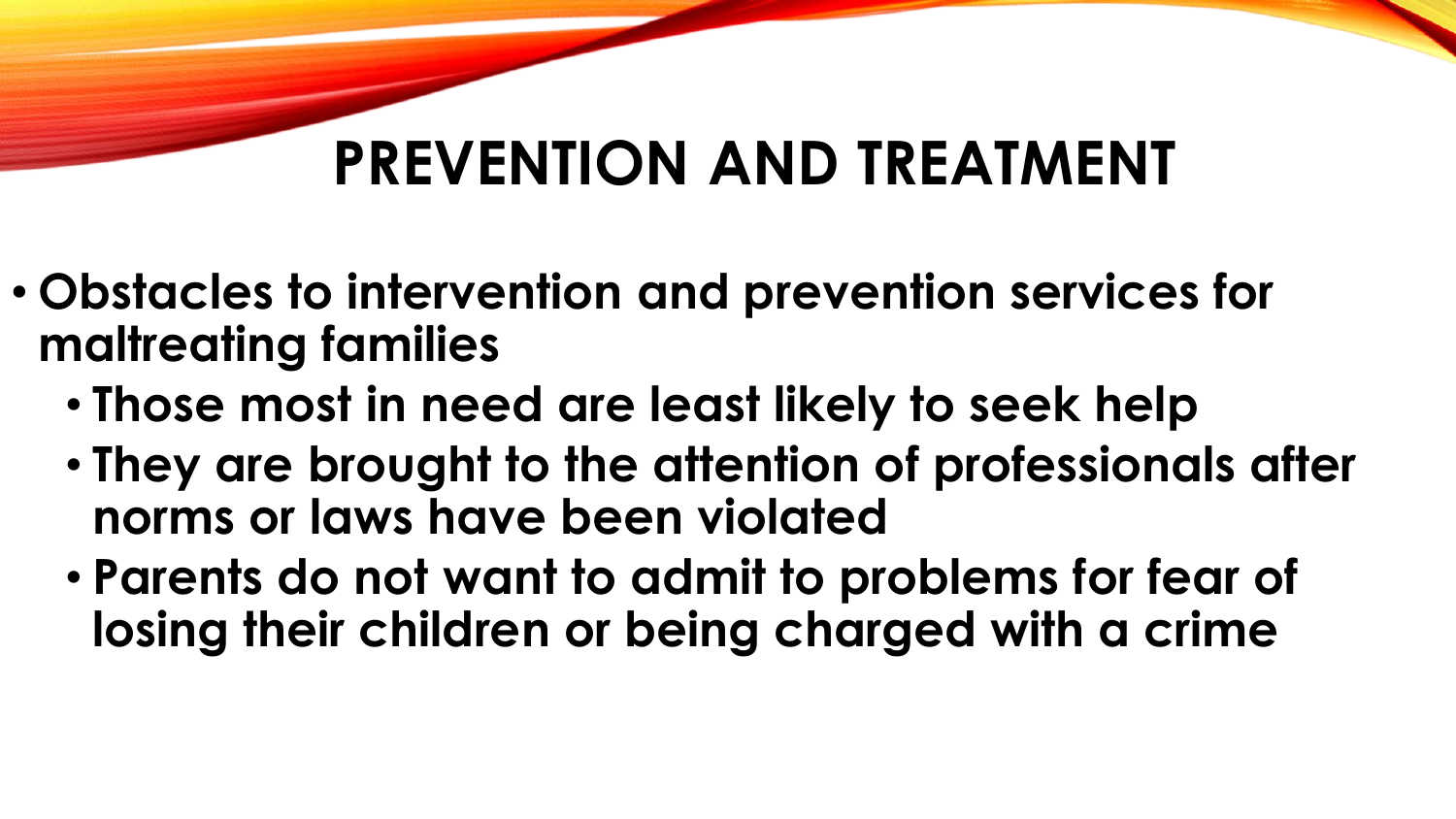# PREVENTION AND TREATMENT

- **Obstacles to intervention and prevention services for maltreating families**
  - **Those most in need are least likely to seek help**
  - **They are brought to the attention of professionals after norms or laws have been violated**
  - **Parents do not want to admit to problems for fear of losing their children or being charged with a crime**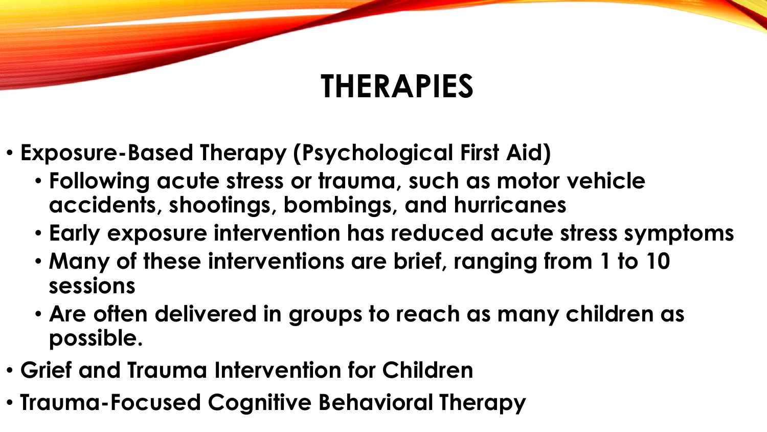# THERAPIES

- **Exposure-Based Therapy (Psychological First Aid)**
  - **Following acute stress or trauma, such as motor vehicle accidents, shootings, bombings, and hurricanes**
  - **Early exposure intervention has reduced acute stress symptoms**
  - **Many of these interventions are brief, ranging from 1 to 10 sessions**
  - **Are often delivered in groups to reach as many children as possible.**
- **Grief and Trauma Intervention for Children**
- **Trauma-Focused Cognitive Behavioral Therapy**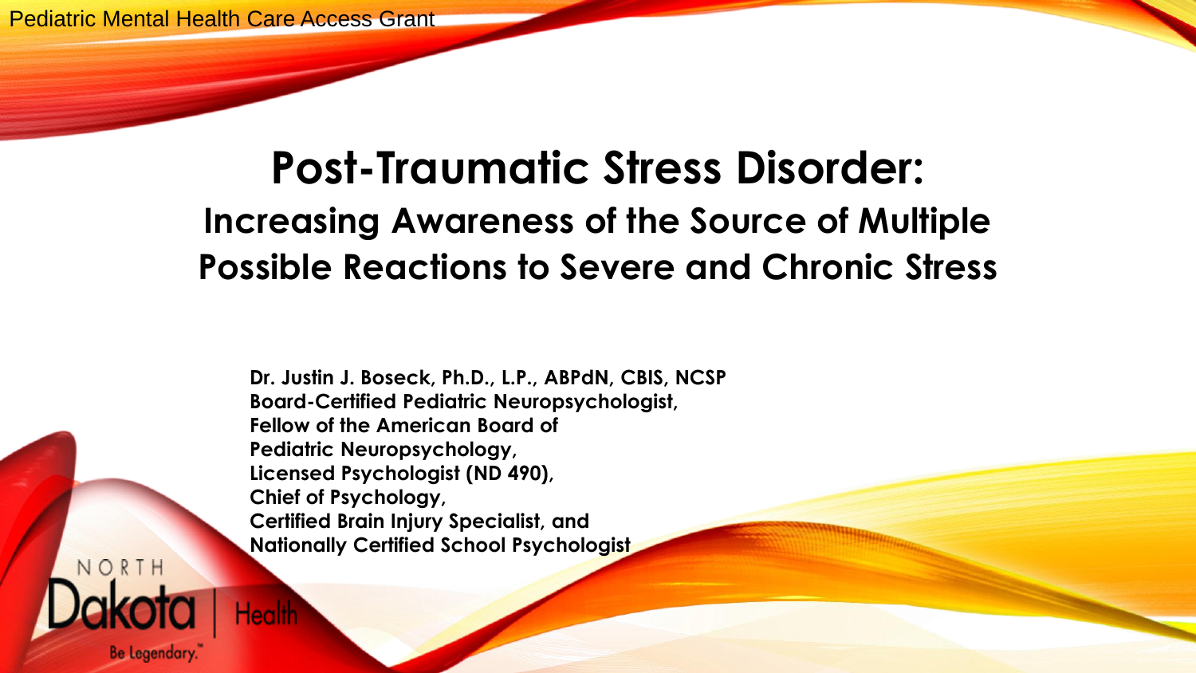Pediatric Mental Health Care Access Grant

# Post-Traumatic Stress Disorder:

## Increasing Awareness of the Source of Multiple Possible Reactions to Severe and Chronic Stress

**Dr. Justin J. Boseck, Ph.D., L.P., ABPdN, CBIS, NCSP**
**Board-Certified Pediatric Neuropsychologist,**
**Fellow of the American Board of**
**Pediatric Neuropsychology,**
**Licensed Psychologist (ND 490),**
**Chief of Psychology,**
**Certified Brain Injury Specialist, and**
**Nationally Certified School Psychologist**

NORTH Dakota | Health

Be Legendary.™